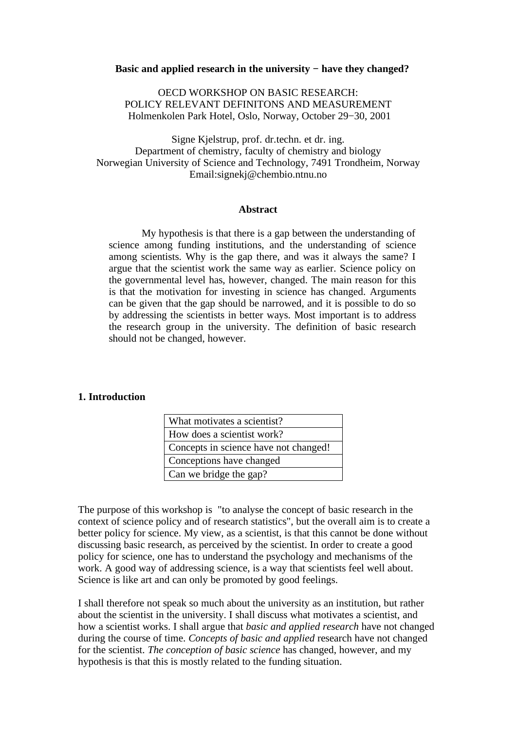# Basic and applied research in the university − have they changed?

OECD WORKSHOP ON BASIC RESEARCH:
POLICY RELEVANT DEFINITONS AND MEASUREMENT
Holmenkolen Park Hotel, Oslo, Norway, October 29−30, 2001

Signe Kjelstrup, prof. dr.techn. et dr. ing.
Department of chemistry, faculty of chemistry and biology
Norwegian University of Science and Technology, 7491 Trondheim, Norway
Email:signekj@chembio.ntnu.no

## Abstract

My hypothesis is that there is a gap between the understanding of science among funding institutions, and the understanding of science among scientists. Why is the gap there, and was it always the same? I argue that the scientist work the same way as earlier. Science policy on the governmental level has, however, changed. The main reason for this is that the motivation for investing in science has changed. Arguments can be given that the gap should be narrowed, and it is possible to do so by addressing the scientists in better ways. Most important is to address the research group in the university. The definition of basic research should not be changed, however.

## 1. Introduction

| What motivates a scientist? |
|---|
| How does a scientist work? |
| Concepts in science have not changed! |
| Conceptions have changed |
| Can we bridge the gap? |

The purpose of this workshop is "to analyse the concept of basic research in the context of science policy and of research statistics", but the overall aim is to create a better policy for science. My view, as a scientist, is that this cannot be done without discussing basic research, as perceived by the scientist. In order to create a good policy for science, one has to understand the psychology and mechanisms of the work. A good way of addressing science, is a way that scientists feel well about. Science is like art and can only be promoted by good feelings.

I shall therefore not speak so much about the university as an institution, but rather about the scientist in the university. I shall discuss what motivates a scientist, and how a scientist works. I shall argue that *basic and applied research* have not changed during the course of time. *Concepts of basic and applied* research have not changed for the scientist. *The conception of basic science* has changed, however, and my hypothesis is that this is mostly related to the funding situation.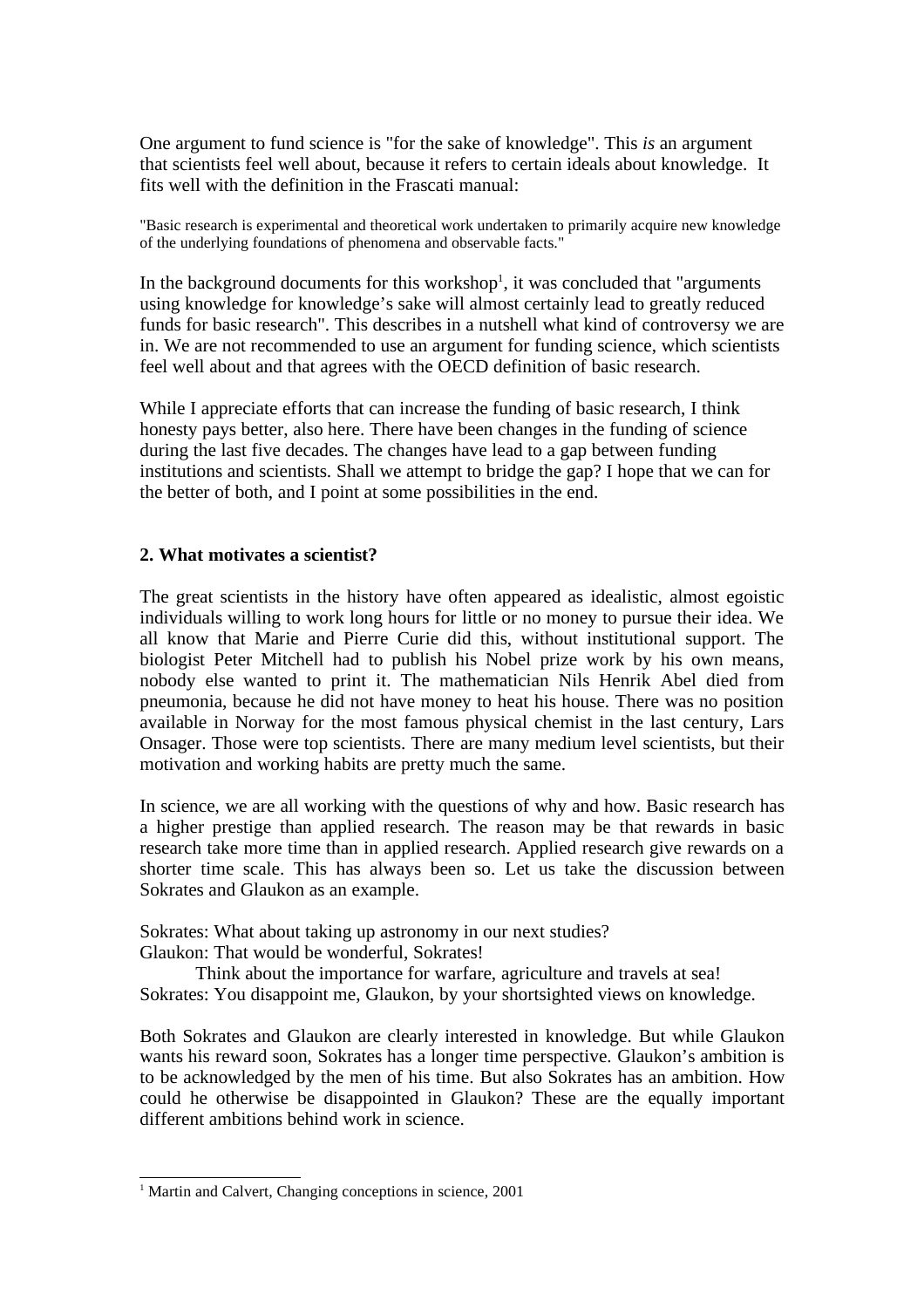One argument to fund science is "for the sake of knowledge". This *is* an argument that scientists feel well about, because it refers to certain ideals about knowledge. It fits well with the definition in the Frascati manual:

"Basic research is experimental and theoretical work undertaken to primarily acquire new knowledge of the underlying foundations of phenomena and observable facts."

In the background documents for this workshop[1], it was concluded that "arguments using knowledge for knowledge's sake will almost certainly lead to greatly reduced funds for basic research". This describes in a nutshell what kind of controversy we are in. We are not recommended to use an argument for funding science, which scientists feel well about and that agrees with the OECD definition of basic research.

While I appreciate efforts that can increase the funding of basic research, I think honesty pays better, also here. There have been changes in the funding of science during the last five decades. The changes have lead to a gap between funding institutions and scientists. Shall we attempt to bridge the gap? I hope that we can for the better of both, and I point at some possibilities in the end.

## 2. What motivates a scientist?

The great scientists in the history have often appeared as idealistic, almost egoistic individuals willing to work long hours for little or no money to pursue their idea. We all know that Marie and Pierre Curie did this, without institutional support. The biologist Peter Mitchell had to publish his Nobel prize work by his own means, nobody else wanted to print it. The mathematician Nils Henrik Abel died from pneumonia, because he did not have money to heat his house. There was no position available in Norway for the most famous physical chemist in the last century, Lars Onsager. Those were top scientists. There are many medium level scientists, but their motivation and working habits are pretty much the same.

In science, we are all working with the questions of why and how. Basic research has a higher prestige than applied research. The reason may be that rewards in basic research take more time than in applied research. Applied research give rewards on a shorter time scale. This has always been so. Let us take the discussion between Sokrates and Glaukon as an example.

Sokrates: What about taking up astronomy in our next studies?
Glaukon: That would be wonderful, Sokrates!
Think about the importance for warfare, agriculture and travels at sea!
Sokrates: You disappoint me, Glaukon, by your shortsighted views on knowledge.

Both Sokrates and Glaukon are clearly interested in knowledge. But while Glaukon wants his reward soon, Sokrates has a longer time perspective. Glaukon's ambition is to be acknowledged by the men of his time. But also Sokrates has an ambition. How could he otherwise be disappointed in Glaukon? These are the equally important different ambitions behind work in science.

[1] Martin and Calvert, Changing conceptions in science, 2001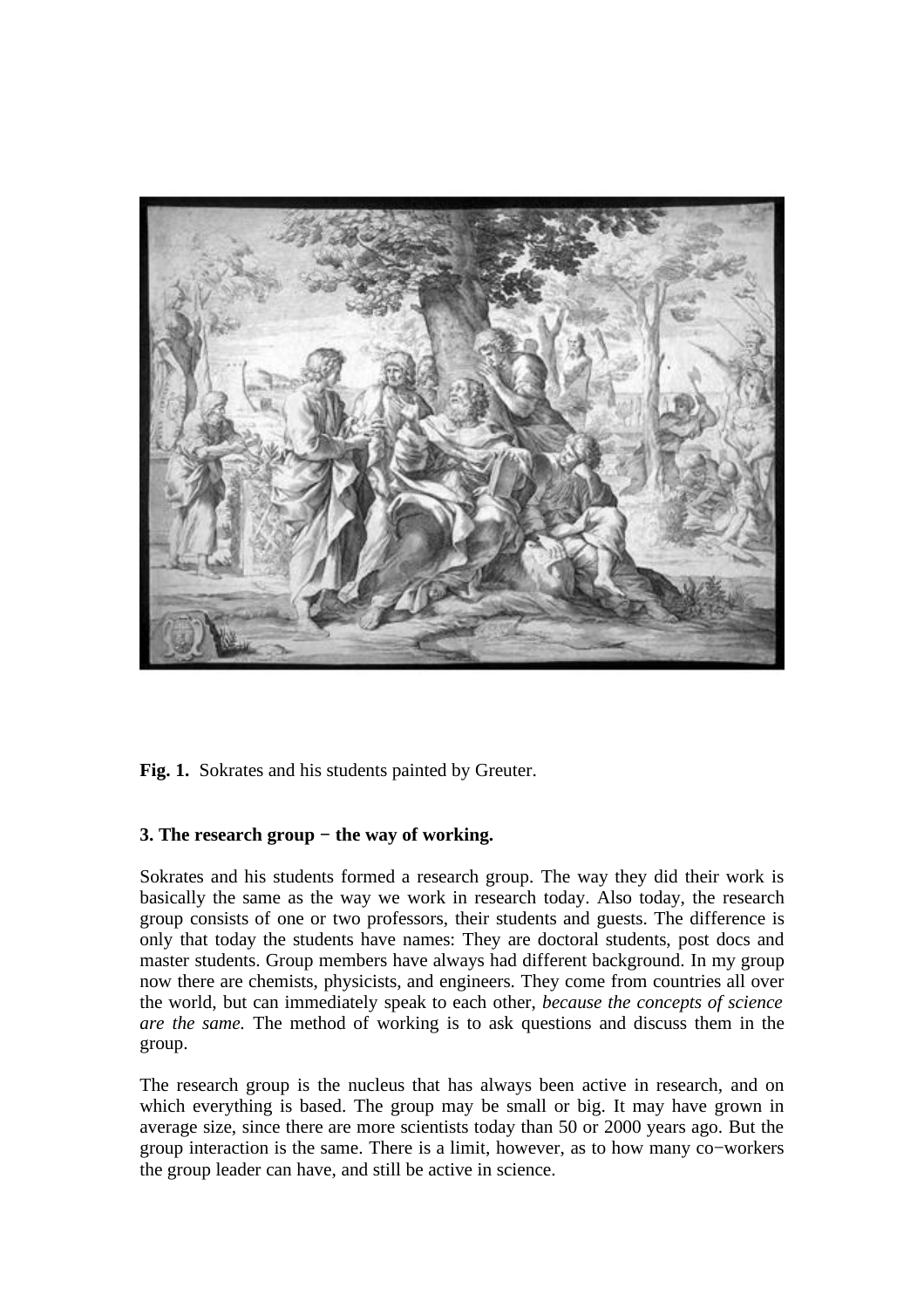**Fig. 1.** Sokrates and his students painted by Greuter.

**3. The research group − the way of working.**

Sokrates and his students formed a research group. The way they did their work is basically the same as the way we work in research today. Also today, the research group consists of one or two professors, their students and guests. The difference is only that today the students have names: They are doctoral students, post docs and master students. Group members have always had different background. In my group now there are chemists, physicists, and engineers. They come from countries all over the world, but can immediately speak to each other, *because the concepts of science are the same.* The method of working is to ask questions and discuss them in the group.

The research group is the nucleus that has always been active in research, and on which everything is based. The group may be small or big. It may have grown in average size, since there are more scientists today than 50 or 2000 years ago. But the group interaction is the same. There is a limit, however, as to how many co−workers the group leader can have, and still be active in science.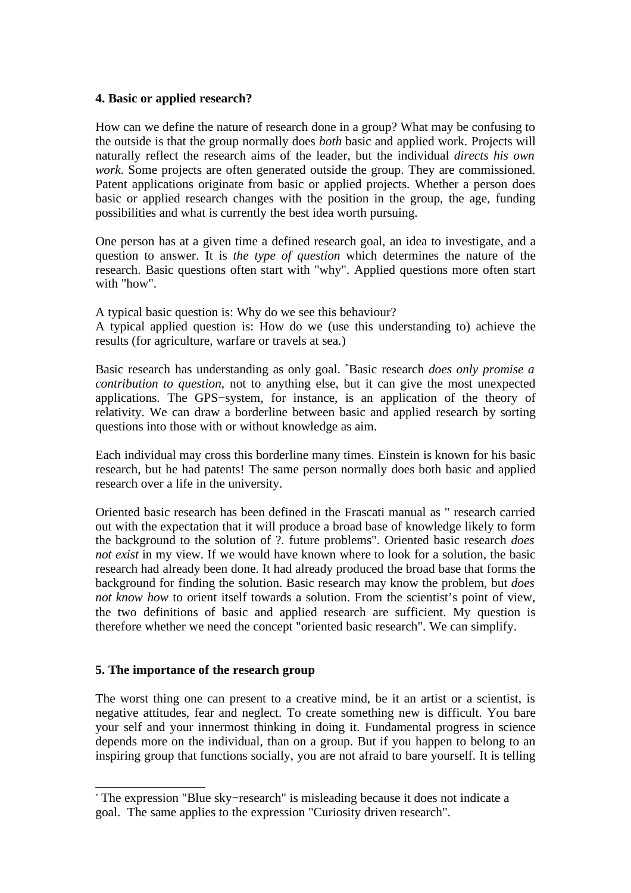**4. Basic or applied research?**

How can we define the nature of research done in a group? What may be confusing to the outside is that the group normally does *both* basic and applied work. Projects will naturally reflect the research aims of the leader, but the individual *directs his own work*. Some projects are often generated outside the group. They are commissioned. Patent applications originate from basic or applied projects. Whether a person does basic or applied research changes with the position in the group, the age, funding possibilities and what is currently the best idea worth pursuing.

One person has at a given time a defined research goal, an idea to investigate, and a question to answer. It is *the type of question* which determines the nature of the research. Basic questions often start with "why". Applied questions more often start with "how".

A typical basic question is: Why do we see this behaviour?
A typical applied question is: How do we (use this understanding to) achieve the results (for agriculture, warfare or travels at sea.)

Basic research has understanding as only goal. [*]Basic research *does only promise a contribution to question*, not to anything else, but it can give the most unexpected applications. The GPS−system, for instance, is an application of the theory of relativity. We can draw a borderline between basic and applied research by sorting questions into those with or without knowledge as aim.

Each individual may cross this borderline many times. Einstein is known for his basic research, but he had patents! The same person normally does both basic and applied research over a life in the university.

Oriented basic research has been defined in the Frascati manual as " research carried out with the expectation that it will produce a broad base of knowledge likely to form the background to the solution of ?. future problems". Oriented basic research *does not exist* in my view. If we would have known where to look for a solution, the basic research had already been done. It had already produced the broad base that forms the background for finding the solution. Basic research may know the problem, but *does not know how* to orient itself towards a solution. From the scientist's point of view, the two definitions of basic and applied research are sufficient. My question is therefore whether we need the concept "oriented basic research". We can simplify.

**5. The importance of the research group**

The worst thing one can present to a creative mind, be it an artist or a scientist, is negative attitudes, fear and neglect. To create something new is difficult. You bare your self and your innermost thinking in doing it. Fundamental progress in science depends more on the individual, than on a group. But if you happen to belong to an inspiring group that functions socially, you are not afraid to bare yourself. It is telling

[*] The expression "Blue sky−research" is misleading because it does not indicate a goal. The same applies to the expression "Curiosity driven research".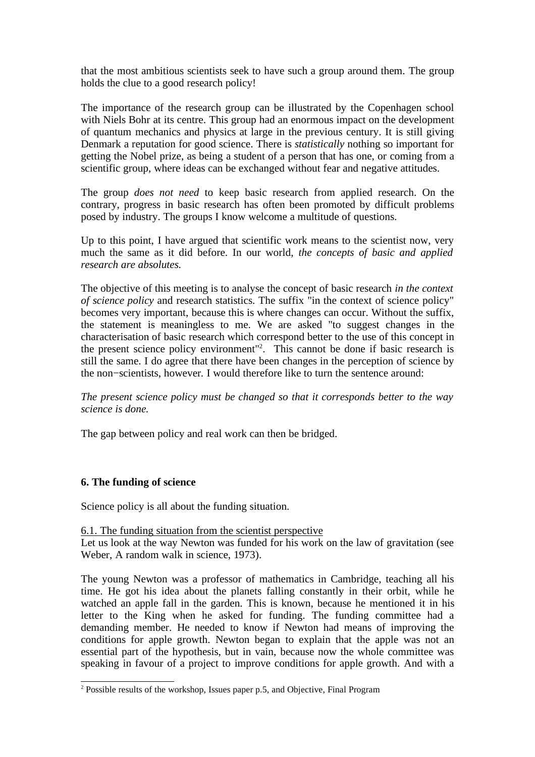that the most ambitious scientists seek to have such a group around them. The group holds the clue to a good research policy!

The importance of the research group can be illustrated by the Copenhagen school with Niels Bohr at its centre. This group had an enormous impact on the development of quantum mechanics and physics at large in the previous century. It is still giving Denmark a reputation for good science. There is *statistically* nothing so important for getting the Nobel prize, as being a student of a person that has one, or coming from a scientific group, where ideas can be exchanged without fear and negative attitudes.

The group *does not need* to keep basic research from applied research. On the contrary, progress in basic research has often been promoted by difficult problems posed by industry. The groups I know welcome a multitude of questions.

Up to this point, I have argued that scientific work means to the scientist now, very much the same as it did before. In our world, *the concepts of basic and applied research are absolutes.*

The objective of this meeting is to analyse the concept of basic research *in the context of science policy* and research statistics. The suffix "in the context of science policy" becomes very important, because this is where changes can occur. Without the suffix, the statement is meaningless to me. We are asked "to suggest changes in the characterisation of basic research which correspond better to the use of this concept in the present science policy environment"[2]. This cannot be done if basic research is still the same. I do agree that there have been changes in the perception of science by the non−scientists, however. I would therefore like to turn the sentence around:

*The present science policy must be changed so that it corresponds better to the way science is done.*

The gap between policy and real work can then be bridged.

## 6. The funding of science

Science policy is all about the funding situation.

6.1. The funding situation from the scientist perspective

Let us look at the way Newton was funded for his work on the law of gravitation (see Weber, A random walk in science, 1973).

The young Newton was a professor of mathematics in Cambridge, teaching all his time. He got his idea about the planets falling constantly in their orbit, while he watched an apple fall in the garden. This is known, because he mentioned it in his letter to the King when he asked for funding. The funding committee had a demanding member. He needed to know if Newton had means of improving the conditions for apple growth. Newton began to explain that the apple was not an essential part of the hypothesis, but in vain, because now the whole committee was speaking in favour of a project to improve conditions for apple growth. And with a

[2] Possible results of the workshop, Issues paper p.5, and Objective, Final Program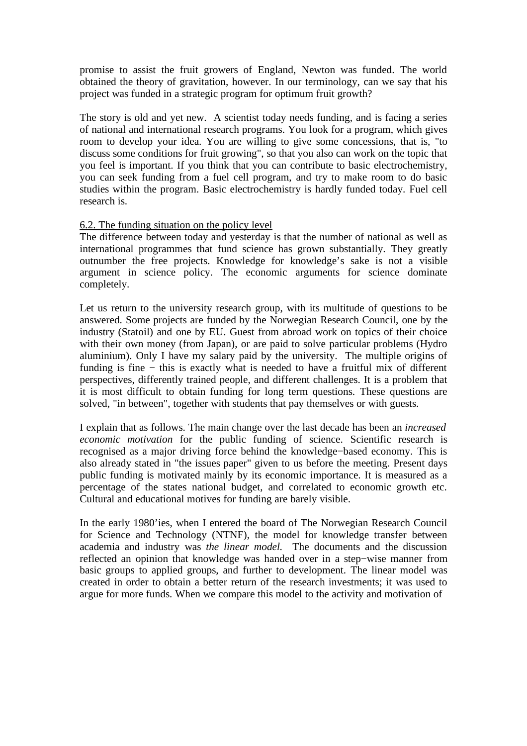promise to assist the fruit growers of England, Newton was funded. The world obtained the theory of gravitation, however. In our terminology, can we say that his project was funded in a strategic program for optimum fruit growth?

The story is old and yet new. A scientist today needs funding, and is facing a series of national and international research programs. You look for a program, which gives room to develop your idea. You are willing to give some concessions, that is, "to discuss some conditions for fruit growing", so that you also can work on the topic that you feel is important. If you think that you can contribute to basic electrochemistry, you can seek funding from a fuel cell program, and try to make room to do basic studies within the program. Basic electrochemistry is hardly funded today. Fuel cell research is.

### 6.2. The funding situation on the policy level

The difference between today and yesterday is that the number of national as well as international programmes that fund science has grown substantially. They greatly outnumber the free projects. Knowledge for knowledge's sake is not a visible argument in science policy. The economic arguments for science dominate completely.

Let us return to the university research group, with its multitude of questions to be answered. Some projects are funded by the Norwegian Research Council, one by the industry (Statoil) and one by EU. Guest from abroad work on topics of their choice with their own money (from Japan), or are paid to solve particular problems (Hydro aluminium). Only I have my salary paid by the university. The multiple origins of funding is fine − this is exactly what is needed to have a fruitful mix of different perspectives, differently trained people, and different challenges. It is a problem that it is most difficult to obtain funding for long term questions. These questions are solved, "in between", together with students that pay themselves or with guests.

I explain that as follows. The main change over the last decade has been an *increased economic motivation* for the public funding of science. Scientific research is recognised as a major driving force behind the knowledge−based economy. This is also already stated in "the issues paper" given to us before the meeting. Present days public funding is motivated mainly by its economic importance. It is measured as a percentage of the states national budget, and correlated to economic growth etc. Cultural and educational motives for funding are barely visible.

In the early 1980'ies, when I entered the board of The Norwegian Research Council for Science and Technology (NTNF), the model for knowledge transfer between academia and industry was *the linear model.* The documents and the discussion reflected an opinion that knowledge was handed over in a step−wise manner from basic groups to applied groups, and further to development. The linear model was created in order to obtain a better return of the research investments; it was used to argue for more funds. When we compare this model to the activity and motivation of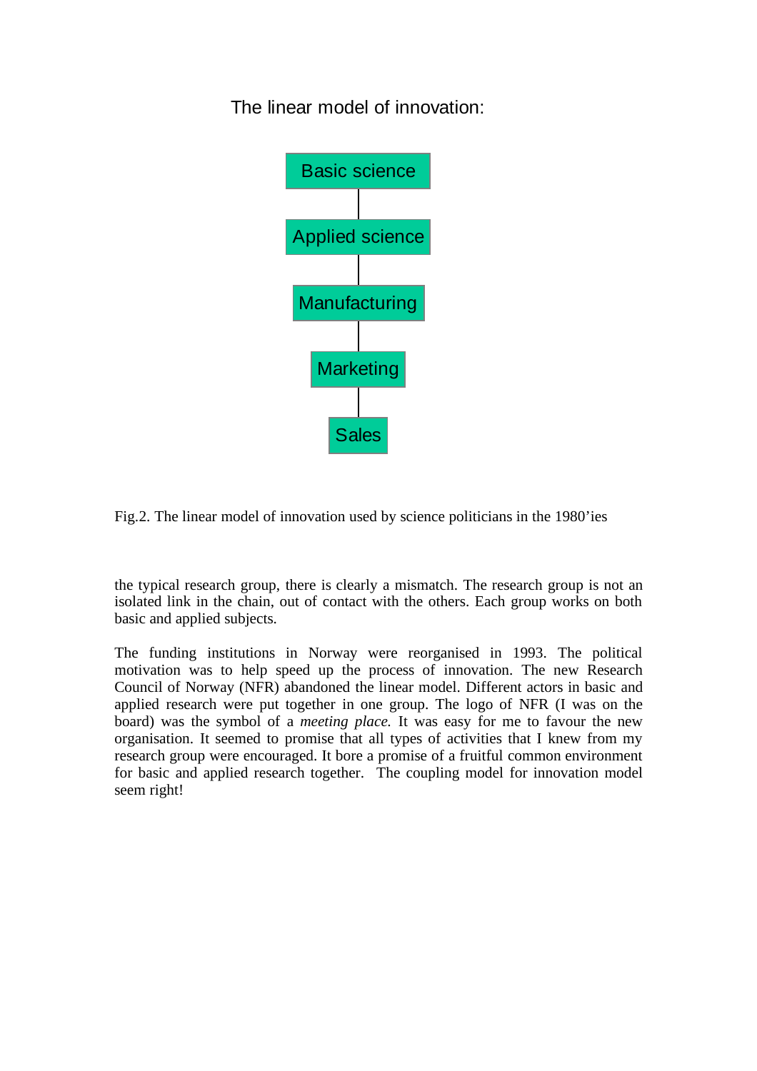The linear model of innovation:

Basic science

Applied science

Manufacturing

Marketing

Sales

Fig.2. The linear model of innovation used by science politicians in the 1980'ies

the typical research group, there is clearly a mismatch. The research group is not an isolated link in the chain, out of contact with the others. Each group works on both basic and applied subjects.

The funding institutions in Norway were reorganised in 1993. The political motivation was to help speed up the process of innovation. The new Research Council of Norway (NFR) abandoned the linear model. Different actors in basic and applied research were put together in one group. The logo of NFR (I was on the board) was the symbol of a *meeting place.* It was easy for me to favour the new organisation. It seemed to promise that all types of activities that I knew from my research group were encouraged. It bore a promise of a fruitful common environment for basic and applied research together. The coupling model for innovation model seem right!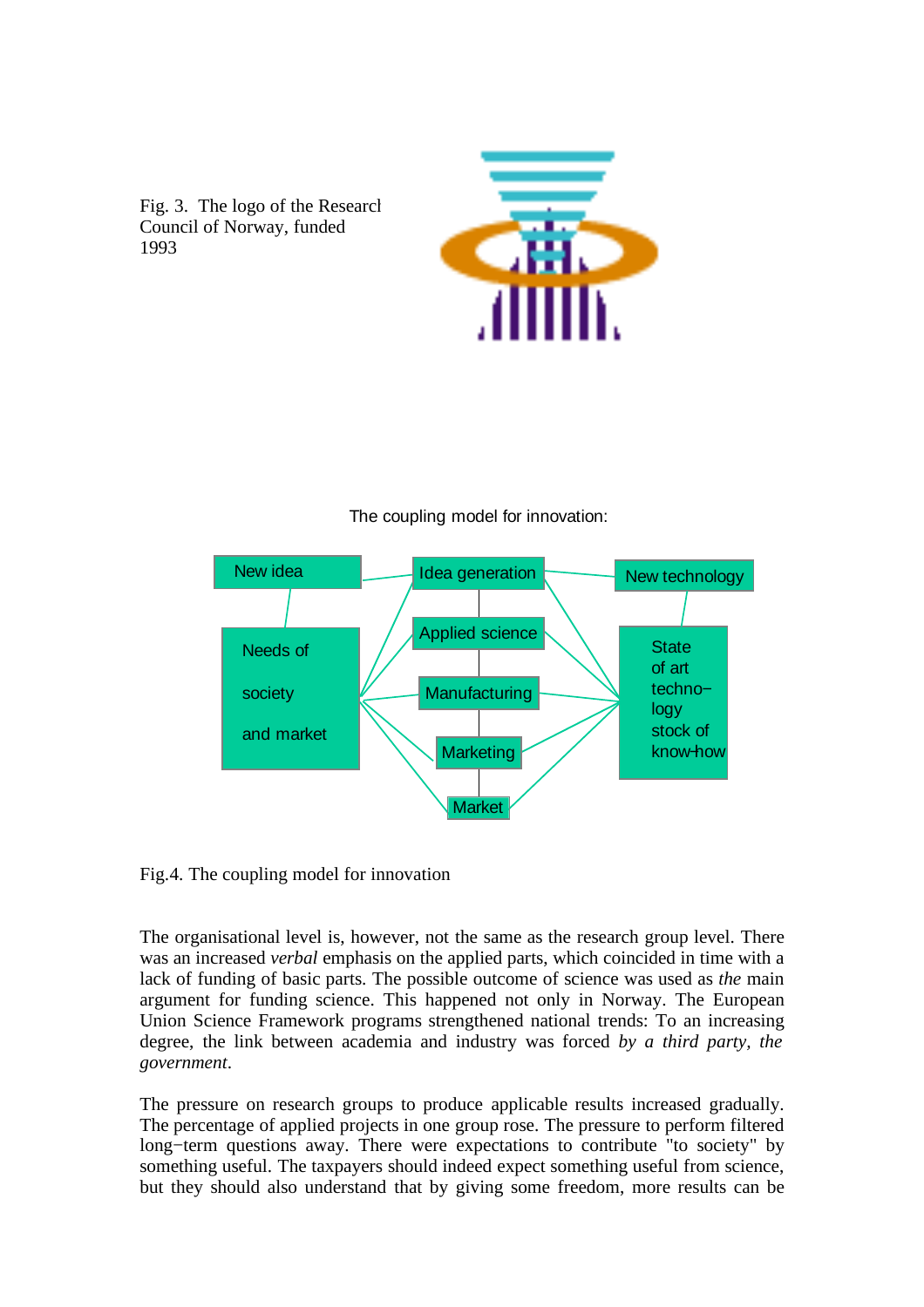Fig. 3. The logo of the Research Council of Norway, funded 1993

The coupling model for innovation:

Fig.4. The coupling model for innovation

The organisational level is, however, not the same as the research group level. There was an increased *verbal* emphasis on the applied parts, which coincided in time with a lack of funding of basic parts. The possible outcome of science was used as *the* main argument for funding science. This happened not only in Norway. The European Union Science Framework programs strengthened national trends: To an increasing degree, the link between academia and industry was forced *by a third party, the government*.

The pressure on research groups to produce applicable results increased gradually. The percentage of applied projects in one group rose. The pressure to perform filtered long-term questions away. There were expectations to contribute "to society" by something useful. The taxpayers should indeed expect something useful from science, but they should also understand that by giving some freedom, more results can be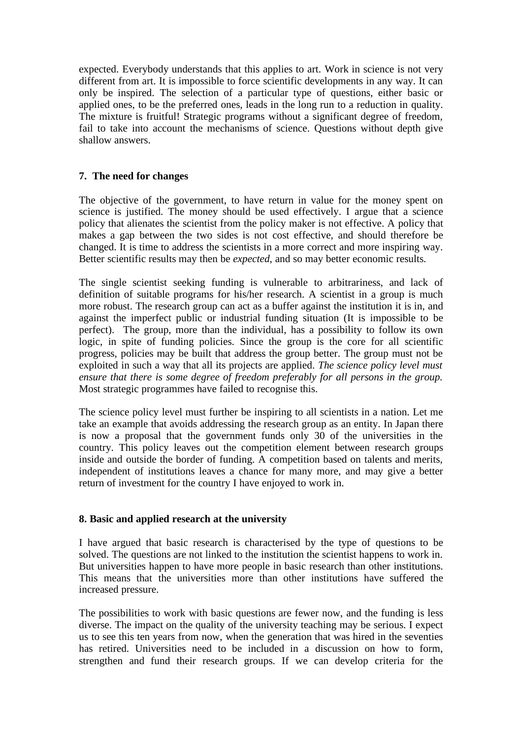expected. Everybody understands that this applies to art. Work in science is not very different from art. It is impossible to force scientific developments in any way. It can only be inspired. The selection of a particular type of questions, either basic or applied ones, to be the preferred ones, leads in the long run to a reduction in quality. The mixture is fruitful! Strategic programs without a significant degree of freedom, fail to take into account the mechanisms of science. Questions without depth give shallow answers.

## 7. The need for changes

The objective of the government, to have return in value for the money spent on science is justified. The money should be used effectively. I argue that a science policy that alienates the scientist from the policy maker is not effective. A policy that makes a gap between the two sides is not cost effective, and should therefore be changed. It is time to address the scientists in a more correct and more inspiring way. Better scientific results may then be *expected*, and so may better economic results.

The single scientist seeking funding is vulnerable to arbitrariness, and lack of definition of suitable programs for his/her research. A scientist in a group is much more robust. The research group can act as a buffer against the institution it is in, and against the imperfect public or industrial funding situation (It is impossible to be perfect). The group, more than the individual, has a possibility to follow its own logic, in spite of funding policies. Since the group is the core for all scientific progress, policies may be built that address the group better. The group must not be exploited in such a way that all its projects are applied. *The science policy level must ensure that there is some degree of freedom preferably for all persons in the group.* Most strategic programmes have failed to recognise this.

The science policy level must further be inspiring to all scientists in a nation. Let me take an example that avoids addressing the research group as an entity. In Japan there is now a proposal that the government funds only 30 of the universities in the country. This policy leaves out the competition element between research groups inside and outside the border of funding. A competition based on talents and merits, independent of institutions leaves a chance for many more, and may give a better return of investment for the country I have enjoyed to work in.

## 8. Basic and applied research at the university

I have argued that basic research is characterised by the type of questions to be solved. The questions are not linked to the institution the scientist happens to work in. But universities happen to have more people in basic research than other institutions. This means that the universities more than other institutions have suffered the increased pressure.

The possibilities to work with basic questions are fewer now, and the funding is less diverse. The impact on the quality of the university teaching may be serious. I expect us to see this ten years from now, when the generation that was hired in the seventies has retired. Universities need to be included in a discussion on how to form, strengthen and fund their research groups. If we can develop criteria for the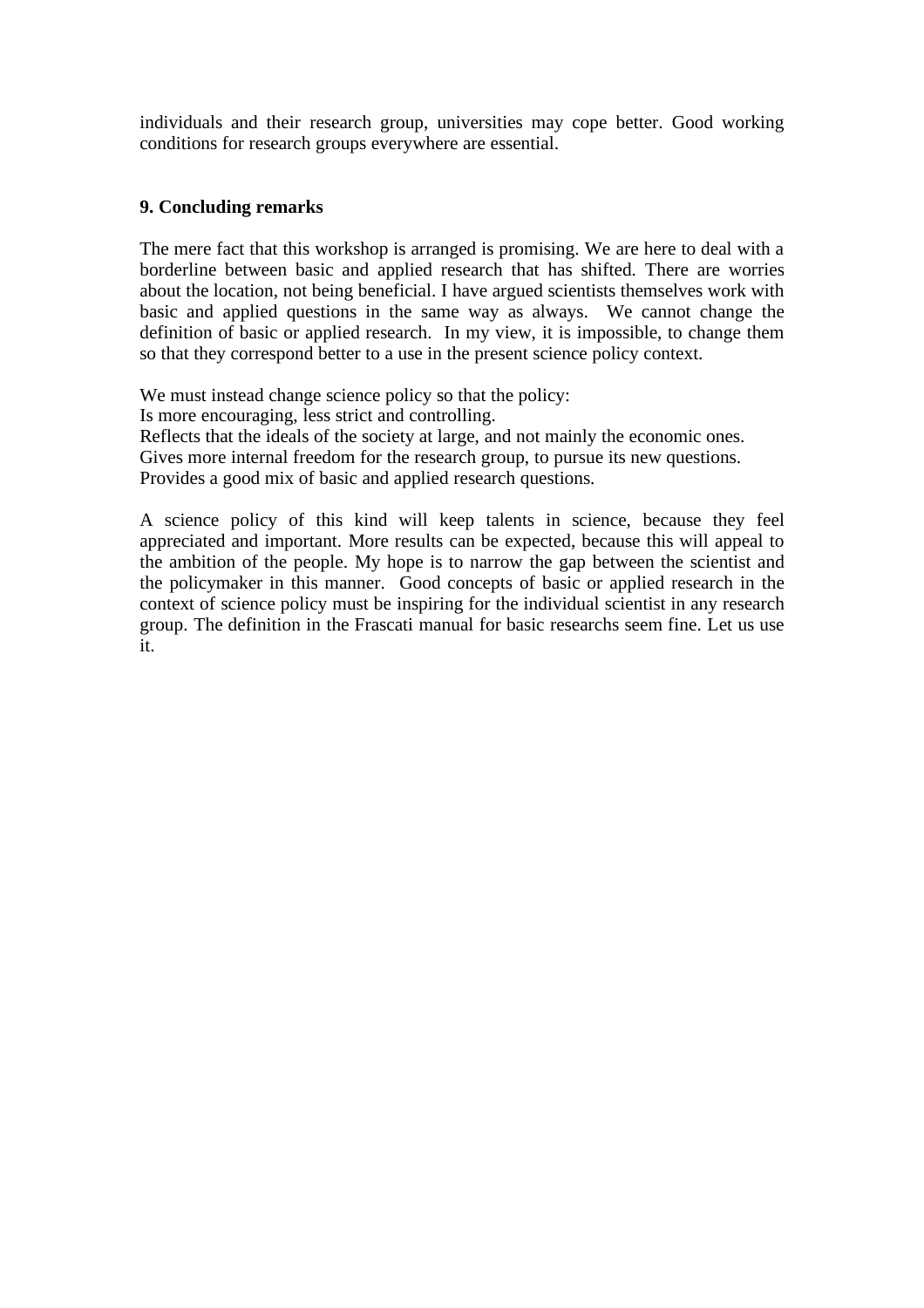individuals and their research group, universities may cope better. Good working conditions for research groups everywhere are essential.

### 9. Concluding remarks

The mere fact that this workshop is arranged is promising. We are here to deal with a borderline between basic and applied research that has shifted. There are worries about the location, not being beneficial. I have argued scientists themselves work with basic and applied questions in the same way as always. We cannot change the definition of basic or applied research. In my view, it is impossible, to change them so that they correspond better to a use in the present science policy context.

We must instead change science policy so that the policy:
Is more encouraging, less strict and controlling.
Reflects that the ideals of the society at large, and not mainly the economic ones.
Gives more internal freedom for the research group, to pursue its new questions.
Provides a good mix of basic and applied research questions.

A science policy of this kind will keep talents in science, because they feel appreciated and important. More results can be expected, because this will appeal to the ambition of the people. My hope is to narrow the gap between the scientist and the policymaker in this manner. Good concepts of basic or applied research in the context of science policy must be inspiring for the individual scientist in any research group. The definition in the Frascati manual for basic researchs seem fine. Let us use it.